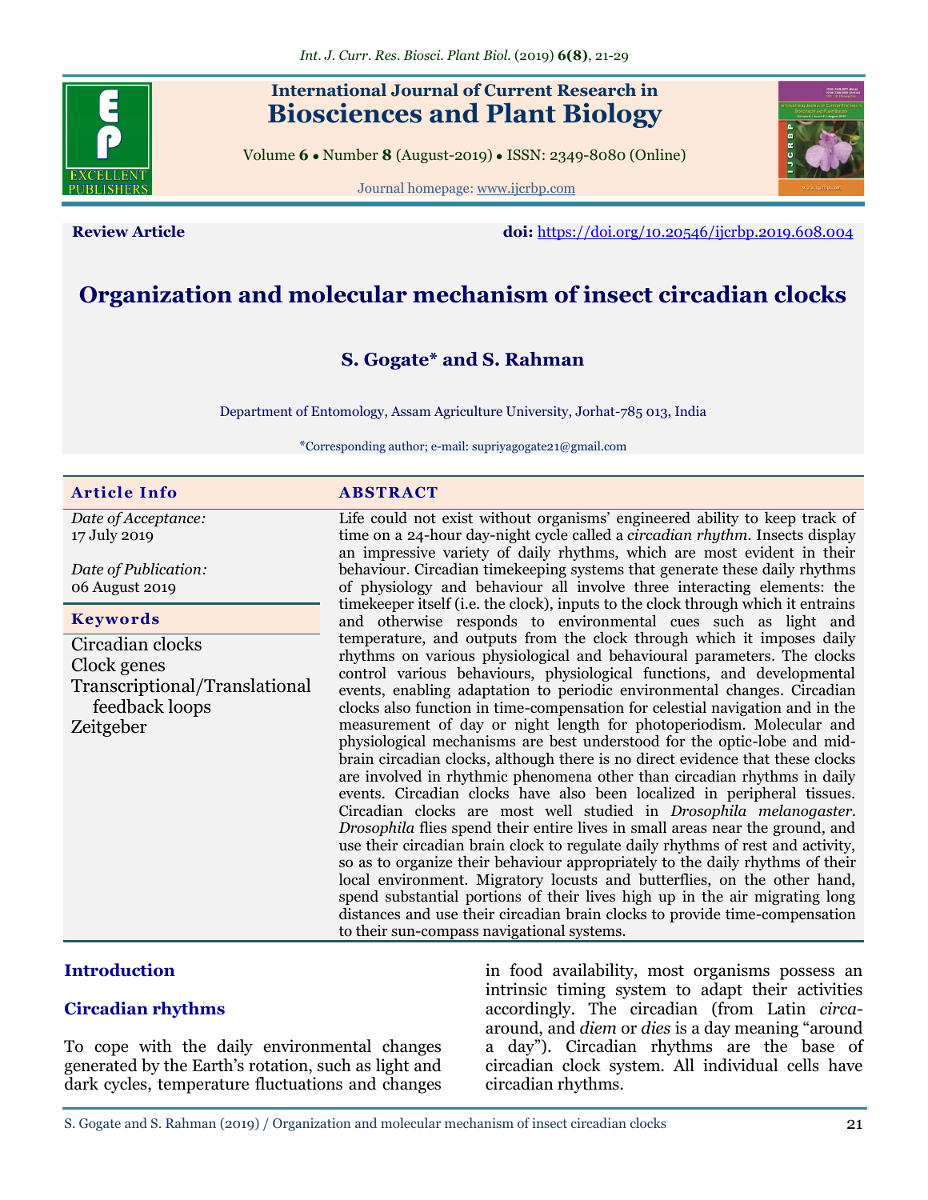**Review Article**

**doi:** https://doi.org/10.20546/ijcrbp.2019.608.004

# Organization and molecular mechanism of insect circadian clocks

**S. Gogate\* and S. Rahman**

Department of Entomology, Assam Agriculture University, Jorhat-785 013, India

\*Corresponding author; e-mail: supriyagogate21@gmail.com

**Article Info**

*Date of Acceptance:* 17 July 2019

*Date of Publication:* 06 August 2019

**Keywords**

Circadian clocks
Clock genes
Transcriptional/Translational feedback loops
Zeitgeber

**ABSTRACT**

Life could not exist without organisms' engineered ability to keep track of time on a 24-hour day-night cycle called a *circadian rhythm*. Insects display an impressive variety of daily rhythms, which are most evident in their behaviour. Circadian timekeeping systems that generate these daily rhythms of physiology and behaviour all involve three interacting elements: the timekeeper itself (i.e. the clock), inputs to the clock through which it entrains and otherwise responds to environmental cues such as light and temperature, and outputs from the clock through which it imposes daily rhythms on various physiological and behavioural parameters. The clocks control various behaviours, physiological functions, and developmental events, enabling adaptation to periodic environmental changes. Circadian clocks also function in time-compensation for celestial navigation and in the measurement of day or night length for photoperiodism. Molecular and physiological mechanisms are best understood for the optic-lobe and mid-brain circadian clocks, although there is no direct evidence that these clocks are involved in rhythmic phenomena other than circadian rhythms in daily events. Circadian clocks have also been localized in peripheral tissues. Circadian clocks are most well studied in *Drosophila melanogaster*. *Drosophila* flies spend their entire lives in small areas near the ground, and use their circadian brain clock to regulate daily rhythms of rest and activity, so as to organize their behaviour appropriately to the daily rhythms of their local environment. Migratory locusts and butterflies, on the other hand, spend substantial portions of their lives high up in the air migrating long distances and use their circadian brain clocks to provide time-compensation to their sun-compass navigational systems.

## Introduction

### Circadian rhythms

To cope with the daily environmental changes generated by the Earth's rotation, such as light and dark cycles, temperature fluctuations and changes in food availability, most organisms possess an intrinsic timing system to adapt their activities accordingly. The circadian (from Latin *circa*-around, and *diem* or *dies* is a day meaning "around a day"). Circadian rhythms are the base of circadian clock system. All individual cells have circadian rhythms.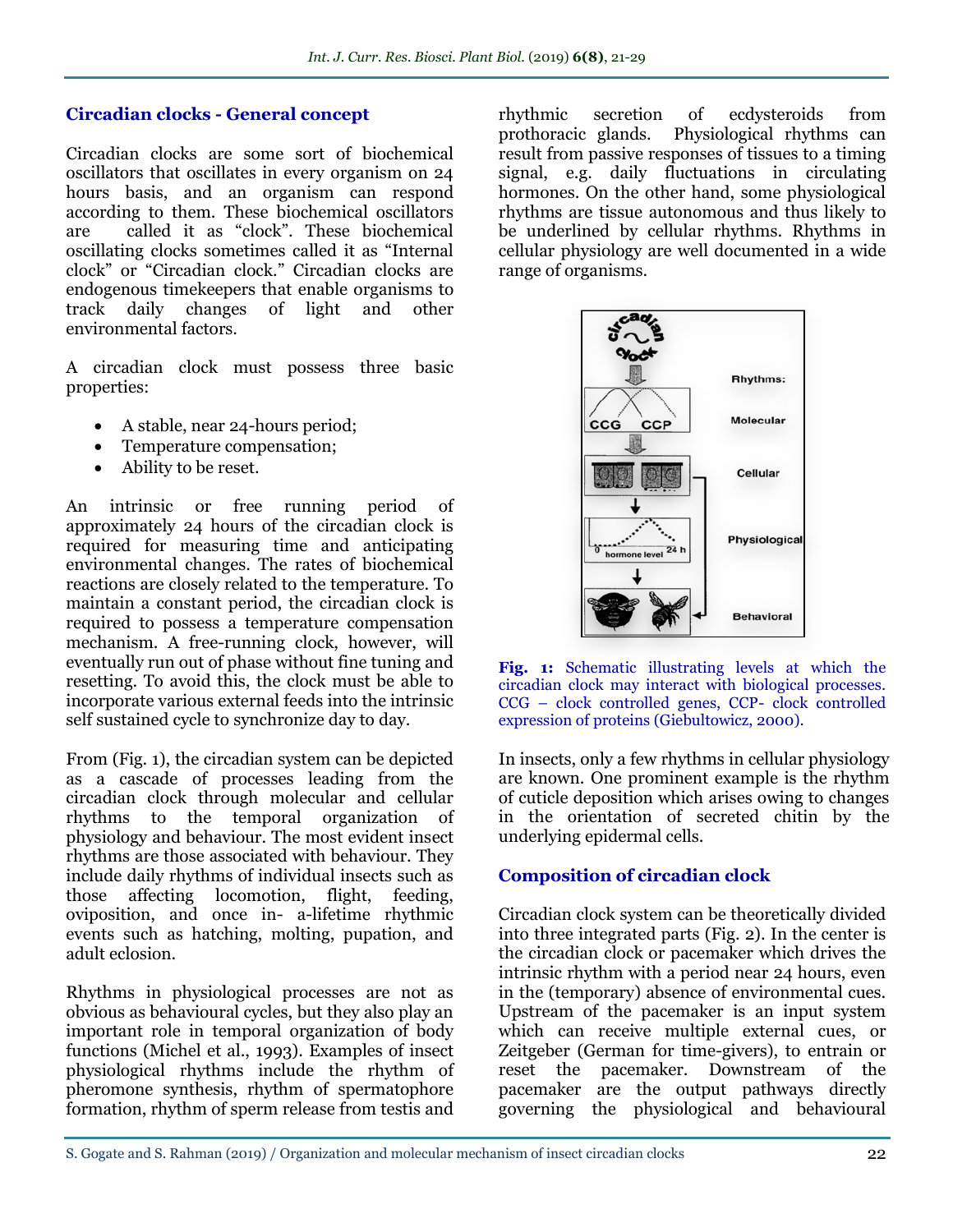## Circadian clocks - General concept

Circadian clocks are some sort of biochemical oscillators that oscillates in every organism on 24 hours basis, and an organism can respond according to them. These biochemical oscillators are called it as "clock". These biochemical oscillating clocks sometimes called it as "Internal clock" or "Circadian clock." Circadian clocks are endogenous timekeepers that enable organisms to track daily changes of light and other environmental factors.

A circadian clock must possess three basic properties:

- A stable, near 24-hours period;
- Temperature compensation;
- Ability to be reset.

An intrinsic or free running period of approximately 24 hours of the circadian clock is required for measuring time and anticipating environmental changes. The rates of biochemical reactions are closely related to the temperature. To maintain a constant period, the circadian clock is required to possess a temperature compensation mechanism. A free-running clock, however, will eventually run out of phase without fine tuning and resetting. To avoid this, the clock must be able to incorporate various external feeds into the intrinsic self sustained cycle to synchronize day to day.

From (Fig. 1), the circadian system can be depicted as a cascade of processes leading from the circadian clock through molecular and cellular rhythms to the temporal organization of physiology and behaviour. The most evident insect rhythms are those associated with behaviour. They include daily rhythms of individual insects such as those affecting locomotion, flight, feeding, oviposition, and once in- a-lifetime rhythmic events such as hatching, molting, pupation, and adult eclosion.

Rhythms in physiological processes are not as obvious as behavioural cycles, but they also play an important role in temporal organization of body functions (Michel et al., 1993). Examples of insect physiological rhythms include the rhythm of pheromone synthesis, rhythm of spermatophore formation, rhythm of sperm release from testis and rhythmic secretion of ecdysteroids from prothoracic glands. Physiological rhythms can result from passive responses of tissues to a timing signal, e.g. daily fluctuations in circulating hormones. On the other hand, some physiological rhythms are tissue autonomous and thus likely to be underlined by cellular rhythms. Rhythms in cellular physiology are well documented in a wide range of organisms.

**Fig. 1:** Schematic illustrating levels at which the circadian clock may interact with biological processes. CCG – clock controlled genes, CCP- clock controlled expression of proteins (Giebultowicz, 2000).

In insects, only a few rhythms in cellular physiology are known. One prominent example is the rhythm of cuticle deposition which arises owing to changes in the orientation of secreted chitin by the underlying epidermal cells.

## Composition of circadian clock

Circadian clock system can be theoretically divided into three integrated parts (Fig. 2). In the center is the circadian clock or pacemaker which drives the intrinsic rhythm with a period near 24 hours, even in the (temporary) absence of environmental cues. Upstream of the pacemaker is an input system which can receive multiple external cues, or Zeitgeber (German for time-givers), to entrain or reset the pacemaker. Downstream of the pacemaker are the output pathways directly governing the physiological and behavioural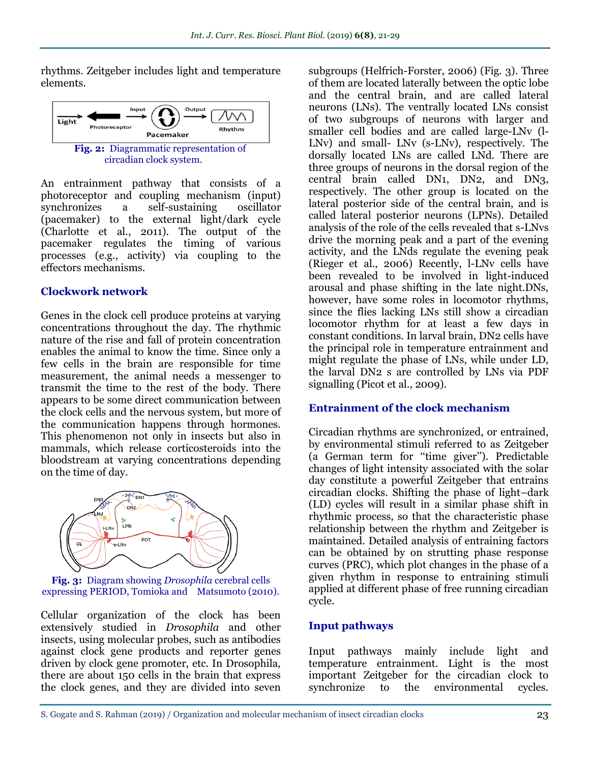rhythms. Zeitgeber includes light and temperature elements.

**Fig. 2:** Diagrammatic representation of circadian clock system.

An entrainment pathway that consists of a photoreceptor and coupling mechanism (input) synchronizes a self-sustaining oscillator (pacemaker) to the external light/dark cycle (Charlotte et al., 2011). The output of the pacemaker regulates the timing of various processes (e.g., activity) via coupling to the effectors mechanisms.

## Clockwork network

Genes in the clock cell produce proteins at varying concentrations throughout the day. The rhythmic nature of the rise and fall of protein concentration enables the animal to know the time. Since only a few cells in the brain are responsible for time measurement, the animal needs a messenger to transmit the time to the rest of the body. There appears to be some direct communication between the clock cells and the nervous system, but more of the communication happens through hormones. This phenomenon not only in insects but also in mammals, which release corticosteroids into the bloodstream at varying concentrations depending on the time of day.

**Fig. 3:** Diagram showing *Drosophila* cerebral cells expressing PERIOD, Tomioka and Matsumoto (2010).

Cellular organization of the clock has been extensively studied in *Drosophila* and other insects, using molecular probes, such as antibodies against clock gene products and reporter genes driven by clock gene promoter, etc. In Drosophila, there are about 150 cells in the brain that express the clock genes, and they are divided into seven subgroups (Helfrich-Forster, 2006) (Fig. 3). Three of them are located laterally between the optic lobe and the central brain, and are called lateral neurons (LNs). The ventrally located LNs consist of two subgroups of neurons with larger and smaller cell bodies and are called large-LNv (l-LNv) and small- LNv (s-LNv), respectively. The dorsally located LNs are called LNd. There are three groups of neurons in the dorsal region of the central brain called DN1, DN2, and DN3, respectively. The other group is located on the lateral posterior side of the central brain, and is called lateral posterior neurons (LPNs). Detailed analysis of the role of the cells revealed that s-LNvs drive the morning peak and a part of the evening activity, and the LNds regulate the evening peak (Rieger et al., 2006) Recently, l-LNv cells have been revealed to be involved in light-induced arousal and phase shifting in the late night.DNs, however, have some roles in locomotor rhythms, since the flies lacking LNs still show a circadian locomotor rhythm for at least a few days in constant conditions. In larval brain, DN2 cells have the principal role in temperature entrainment and might regulate the phase of LNs, while under LD, the larval DN2 s are controlled by LNs via PDF signalling (Picot et al., 2009).

## Entrainment of the clock mechanism

Circadian rhythms are synchronized, or entrained, by environmental stimuli referred to as Zeitgeber (a German term for "time giver"). Predictable changes of light intensity associated with the solar day constitute a powerful Zeitgeber that entrains circadian clocks. Shifting the phase of light–dark (LD) cycles will result in a similar phase shift in rhythmic process, so that the characteristic phase relationship between the rhythm and Zeitgeber is maintained. Detailed analysis of entraining factors can be obtained by on strutting phase response curves (PRC), which plot changes in the phase of a given rhythm in response to entraining stimuli applied at different phase of free running circadian cycle.

## Input pathways

Input pathways mainly include light and temperature entrainment. Light is the most important Zeitgeber for the circadian clock to synchronize to the environmental cycles.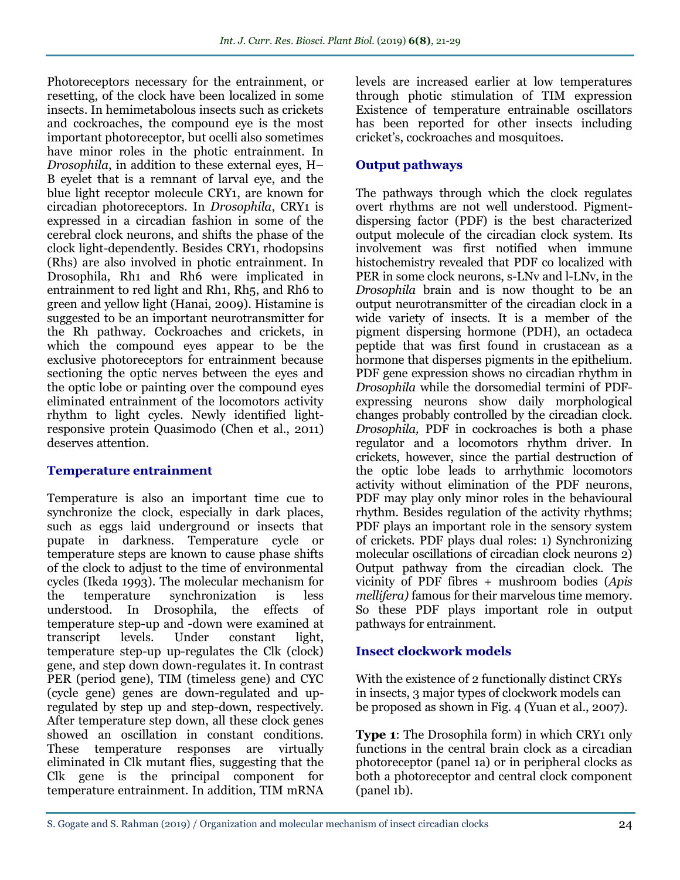Photoreceptors necessary for the entrainment, or resetting, of the clock have been localized in some insects. In hemimetabolous insects such as crickets and cockroaches, the compound eye is the most important photoreceptor, but ocelli also sometimes have minor roles in the photic entrainment. In *Drosophila*, in addition to these external eyes, H–B eyelet that is a remnant of larval eye, and the blue light receptor molecule CRY1, are known for circadian photoreceptors. In *Drosophila*, CRY1 is expressed in a circadian fashion in some of the cerebral clock neurons, and shifts the phase of the clock light-dependently. Besides CRY1, rhodopsins (Rhs) are also involved in photic entrainment. In Drosophila, Rh1 and Rh6 were implicated in entrainment to red light and Rh1, Rh5, and Rh6 to green and yellow light (Hanai, 2009). Histamine is suggested to be an important neurotransmitter for the Rh pathway. Cockroaches and crickets, in which the compound eyes appear to be the exclusive photoreceptors for entrainment because sectioning the optic nerves between the eyes and the optic lobe or painting over the compound eyes eliminated entrainment of the locomotors activity rhythm to light cycles. Newly identified light-responsive protein Quasimodo (Chen et al., 2011) deserves attention.

## Temperature entrainment

Temperature is also an important time cue to synchronize the clock, especially in dark places, such as eggs laid underground or insects that pupate in darkness. Temperature cycle or temperature steps are known to cause phase shifts of the clock to adjust to the time of environmental cycles (Ikeda 1993). The molecular mechanism for the temperature synchronization is less understood. In Drosophila, the effects of temperature step-up and -down were examined at transcript levels. Under constant light, temperature step-up up-regulates the Clk (clock) gene, and step down down-regulates it. In contrast PER (period gene), TIM (timeless gene) and CYC (cycle gene) genes are down-regulated and up-regulated by step up and step-down, respectively. After temperature step down, all these clock genes showed an oscillation in constant conditions. These temperature responses are virtually eliminated in Clk mutant flies, suggesting that the Clk gene is the principal component for temperature entrainment. In addition, TIM mRNA levels are increased earlier at low temperatures through photic stimulation of TIM expression Existence of temperature entrainable oscillators has been reported for other insects including cricket's, cockroaches and mosquitoes.

## Output pathways

The pathways through which the clock regulates overt rhythms are not well understood. Pigment-dispersing factor (PDF) is the best characterized output molecule of the circadian clock system. Its involvement was first notified when immune histochemistry revealed that PDF co localized with PER in some clock neurons, s-LNv and l-LNv, in the *Drosophila* brain and is now thought to be an output neurotransmitter of the circadian clock in a wide variety of insects. It is a member of the pigment dispersing hormone (PDH), an octadeca peptide that was first found in crustacean as a hormone that disperses pigments in the epithelium. PDF gene expression shows no circadian rhythm in *Drosophila* while the dorsomedial termini of PDF-expressing neurons show daily morphological changes probably controlled by the circadian clock. *Drosophila,* PDF in cockroaches is both a phase regulator and a locomotors rhythm driver. In crickets, however, since the partial destruction of the optic lobe leads to arrhythmic locomotors activity without elimination of the PDF neurons, PDF may play only minor roles in the behavioural rhythm. Besides regulation of the activity rhythms; PDF plays an important role in the sensory system of crickets. PDF plays dual roles: 1) Synchronizing molecular oscillations of circadian clock neurons 2) Output pathway from the circadian clock. The vicinity of PDF fibres + mushroom bodies (*Apis mellifera)* famous for their marvelous time memory. So these PDF plays important role in output pathways for entrainment.

## Insect clockwork models

With the existence of 2 functionally distinct CRYs in insects, 3 major types of clockwork models can be proposed as shown in Fig. 4 (Yuan et al., 2007).

**Type 1**: The Drosophila form) in which CRY1 only functions in the central brain clock as a circadian photoreceptor (panel 1a) or in peripheral clocks as both a photoreceptor and central clock component (panel 1b).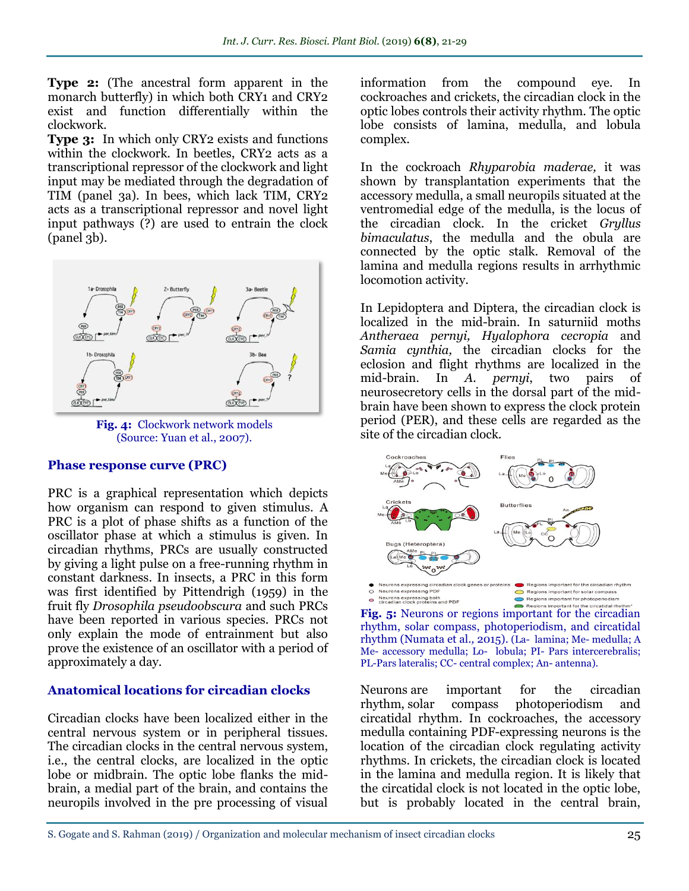**Type 2:** (The ancestral form apparent in the monarch butterfly) in which both CRY1 and CRY2 exist and function differentially within the clockwork.

**Type 3:** In which only CRY2 exists and functions within the clockwork. In beetles, CRY2 acts as a transcriptional repressor of the clockwork and light input may be mediated through the degradation of TIM (panel 3a). In bees, which lack TIM, CRY2 acts as a transcriptional repressor and novel light input pathways (?) are used to entrain the clock (panel 3b).

**Fig. 4:** Clockwork network models (Source: Yuan et al., 2007).

## Phase response curve (PRC)

PRC is a graphical representation which depicts how organism can respond to given stimulus. A PRC is a plot of phase shifts as a function of the oscillator phase at which a stimulus is given. In circadian rhythms, PRCs are usually constructed by giving a light pulse on a free-running rhythm in constant darkness. In insects, a PRC in this form was first identified by Pittendrigh (1959) in the fruit fly *Drosophila pseudoobscura* and such PRCs have been reported in various species. PRCs not only explain the mode of entrainment but also prove the existence of an oscillator with a period of approximately a day.

## Anatomical locations for circadian clocks

Circadian clocks have been localized either in the central nervous system or in peripheral tissues. The circadian clocks in the central nervous system, i.e., the central clocks, are localized in the optic lobe or midbrain. The optic lobe flanks the mid-brain, a medial part of the brain, and contains the neuropils involved in the pre processing of visual information from the compound eye. In cockroaches and crickets, the circadian clock in the optic lobes controls their activity rhythm. The optic lobe consists of lamina, medulla, and lobula complex.

In the cockroach *Rhyparobia maderae,* it was shown by transplantation experiments that the accessory medulla, a small neuropils situated at the ventromedial edge of the medulla, is the locus of the circadian clock. In the cricket *Gryllus bimaculatus*, the medulla and the obula are connected by the optic stalk. Removal of the lamina and medulla regions results in arrhythmic locomotion activity.

In Lepidoptera and Diptera, the circadian clock is localized in the mid-brain. In saturniid moths *Antheraea pernyi, Hyalophora cecropia* and *Samia cynthia,* the circadian clocks for the eclosion and flight rhythms are localized in the mid-brain. In *A. pernyi*, two pairs of neurosecretory cells in the dorsal part of the mid-brain have been shown to express the clock protein period (PER), and these cells are regarded as the site of the circadian clock.

**Fig. 5:** Neurons or regions important for the circadian rhythm, solar compass, photoperiodism, and circatidal rhythm (Numata et al., 2015). (La- lamina; Me- medulla; AMe- accessory medulla; Lo- lobula; PI- Pars intercerebralis; PL-Pars lateralis; CC- central complex; An- antenna).

Neurons are important for the circadian rhythm, solar compass photoperiodism and circatidal rhythm. In cockroaches, the accessory medulla containing PDF-expressing neurons is the location of the circadian clock regulating activity rhythms. In crickets, the circadian clock is located in the lamina and medulla region. It is likely that the circatidal clock is not located in the optic lobe, but is probably located in the central brain,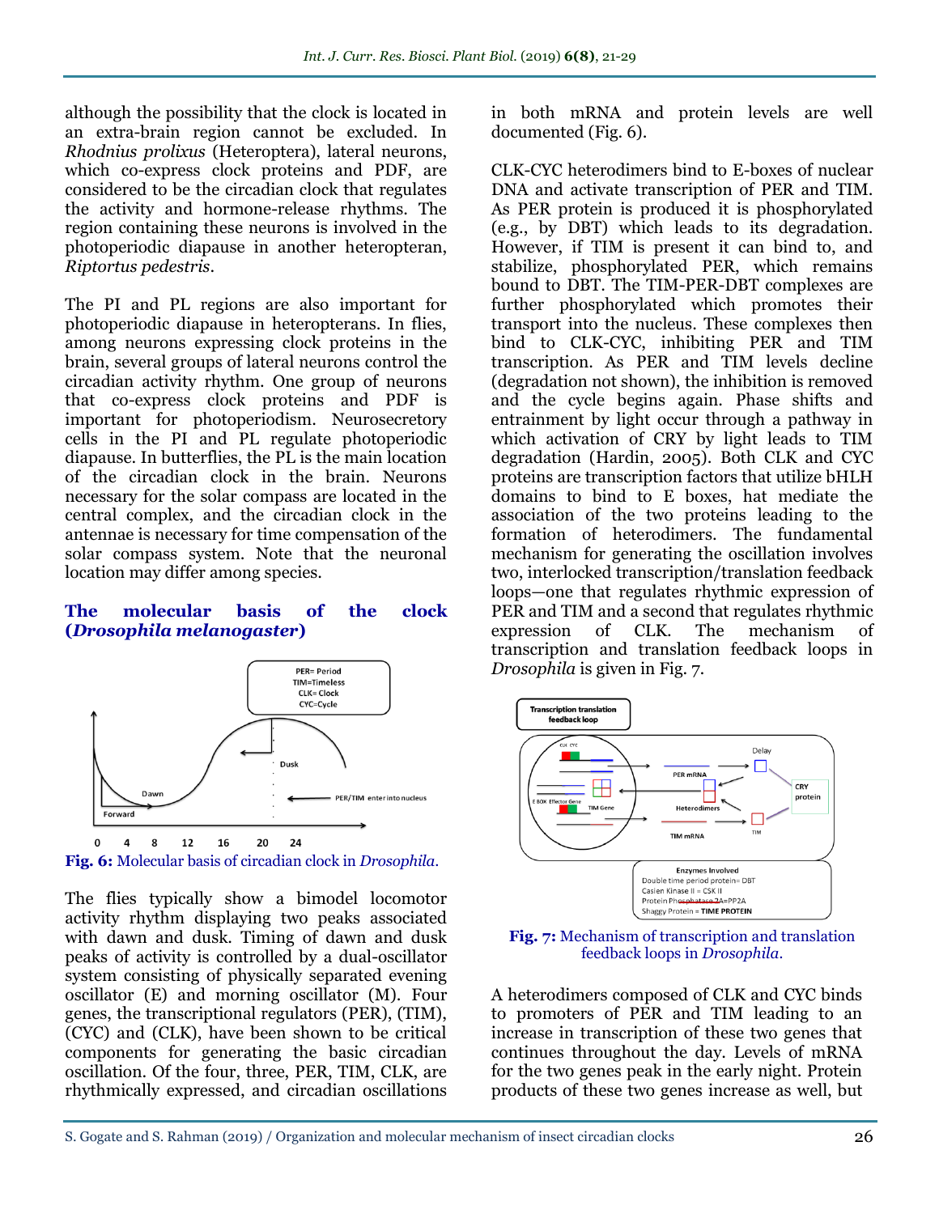although the possibility that the clock is located in an extra-brain region cannot be excluded. In *Rhodnius prolixus* (Heteroptera), lateral neurons, which co-express clock proteins and PDF, are considered to be the circadian clock that regulates the activity and hormone-release rhythms. The region containing these neurons is involved in the photoperiodic diapause in another heteropteran, *Riptortus pedestris*.

The PI and PL regions are also important for photoperiodic diapause in heteropterans. In flies, among neurons expressing clock proteins in the brain, several groups of lateral neurons control the circadian activity rhythm. One group of neurons that co-express clock proteins and PDF is important for photoperiodism. Neurosecretory cells in the PI and PL regulate photoperiodic diapause. In butterflies, the PL is the main location of the circadian clock in the brain. Neurons necessary for the solar compass are located in the central complex, and the circadian clock in the antennae is necessary for time compensation of the solar compass system. Note that the neuronal location may differ among species.

### The molecular basis of the clock (*Drosophila melanogaster*)

**Fig. 6:** Molecular basis of circadian clock in *Drosophila*.

The flies typically show a bimodel locomotor activity rhythm displaying two peaks associated with dawn and dusk. Timing of dawn and dusk peaks of activity is controlled by a dual-oscillator system consisting of physically separated evening oscillator (E) and morning oscillator (M). Four genes, the transcriptional regulators (PER), (TIM), (CYC) and (CLK), have been shown to be critical components for generating the basic circadian oscillation. Of the four, three, PER, TIM, CLK, are rhythmically expressed, and circadian oscillations in both mRNA and protein levels are well documented (Fig. 6).

CLK-CYC heterodimers bind to E-boxes of nuclear DNA and activate transcription of PER and TIM. As PER protein is produced it is phosphorylated (e.g., by DBT) which leads to its degradation. However, if TIM is present it can bind to, and stabilize, phosphorylated PER, which remains bound to DBT. The TIM-PER-DBT complexes are further phosphorylated which promotes their transport into the nucleus. These complexes then bind to CLK-CYC, inhibiting PER and TIM transcription. As PER and TIM levels decline (degradation not shown), the inhibition is removed and the cycle begins again. Phase shifts and entrainment by light occur through a pathway in which activation of CRY by light leads to TIM degradation (Hardin, 2005). Both CLK and CYC proteins are transcription factors that utilize bHLH domains to bind to E boxes, hat mediate the association of the two proteins leading to the formation of heterodimers. The fundamental mechanism for generating the oscillation involves two, interlocked transcription/translation feedback loops—one that regulates rhythmic expression of PER and TIM and a second that regulates rhythmic expression of CLK. The mechanism of transcription and translation feedback loops in *Drosophila* is given in Fig. 7.

**Fig. 7:** Mechanism of transcription and translation feedback loops in *Drosophila*.

A heterodimers composed of CLK and CYC binds to promoters of PER and TIM leading to an increase in transcription of these two genes that continues throughout the day. Levels of mRNA for the two genes peak in the early night. Protein products of these two genes increase as well, but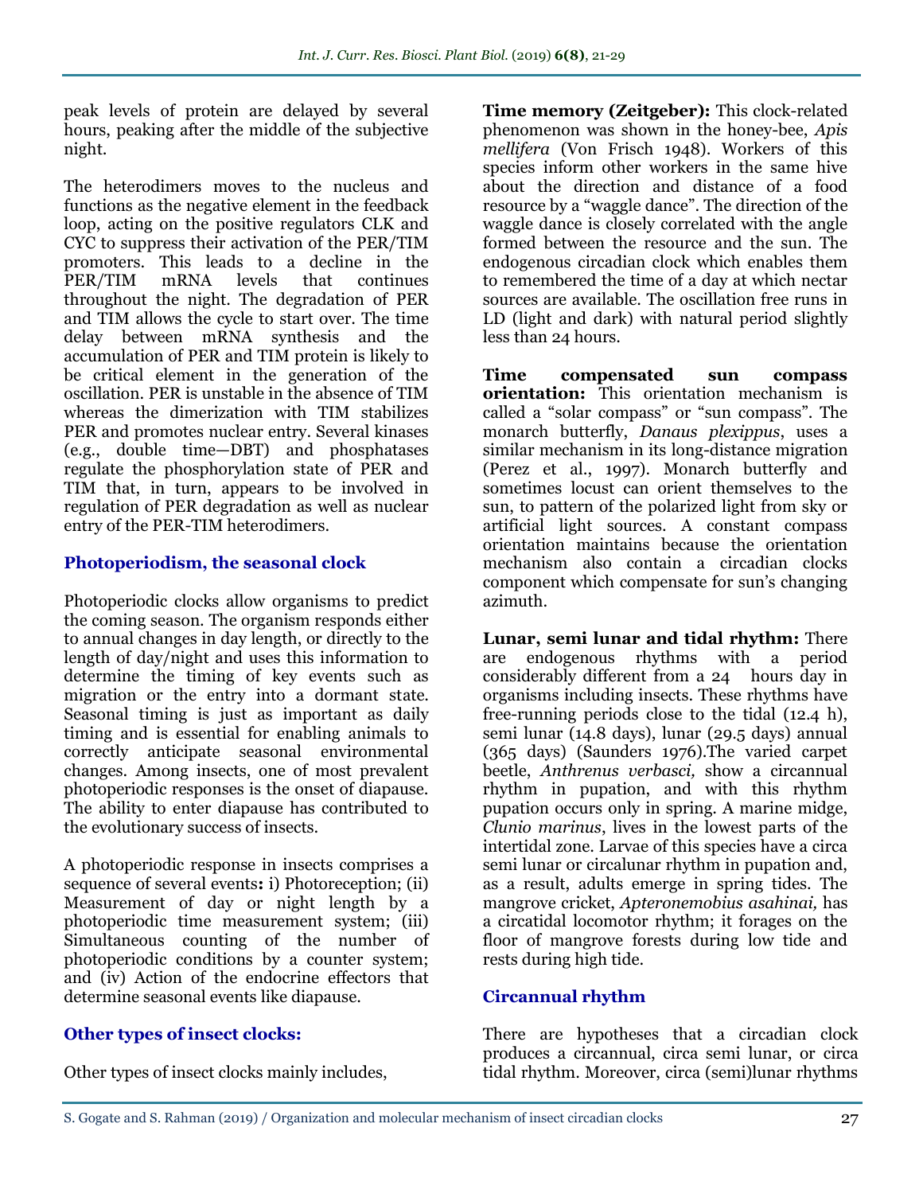peak levels of protein are delayed by several hours, peaking after the middle of the subjective night.

The heterodimers moves to the nucleus and functions as the negative element in the feedback loop, acting on the positive regulators CLK and CYC to suppress their activation of the PER/TIM promoters. This leads to a decline in the PER/TIM mRNA levels that continues throughout the night. The degradation of PER and TIM allows the cycle to start over. The time delay between mRNA synthesis and the accumulation of PER and TIM protein is likely to be critical element in the generation of the oscillation. PER is unstable in the absence of TIM whereas the dimerization with TIM stabilizes PER and promotes nuclear entry. Several kinases (e.g., double time—DBT) and phosphatases regulate the phosphorylation state of PER and TIM that, in turn, appears to be involved in regulation of PER degradation as well as nuclear entry of the PER-TIM heterodimers.

## Photoperiodism, the seasonal clock

Photoperiodic clocks allow organisms to predict the coming season. The organism responds either to annual changes in day length, or directly to the length of day/night and uses this information to determine the timing of key events such as migration or the entry into a dormant state. Seasonal timing is just as important as daily timing and is essential for enabling animals to correctly anticipate seasonal environmental changes. Among insects, one of most prevalent photoperiodic responses is the onset of diapause. The ability to enter diapause has contributed to the evolutionary success of insects.

A photoperiodic response in insects comprises a sequence of several events**:** i) Photoreception; (ii) Measurement of day or night length by a photoperiodic time measurement system; (iii) Simultaneous counting of the number of photoperiodic conditions by a counter system; and (iv) Action of the endocrine effectors that determine seasonal events like diapause.

## Other types of insect clocks:

Other types of insect clocks mainly includes,

**Time memory (Zeitgeber):** This clock-related phenomenon was shown in the honey-bee, *Apis mellifera* (Von Frisch 1948). Workers of this species inform other workers in the same hive about the direction and distance of a food resource by a "waggle dance". The direction of the waggle dance is closely correlated with the angle formed between the resource and the sun. The endogenous circadian clock which enables them to remembered the time of a day at which nectar sources are available. The oscillation free runs in LD (light and dark) with natural period slightly less than 24 hours.

**Time compensated sun compass orientation:** This orientation mechanism is called a "solar compass" or "sun compass". The monarch butterfly, *Danaus plexippus*, uses a similar mechanism in its long-distance migration (Perez et al., 1997). Monarch butterfly and sometimes locust can orient themselves to the sun, to pattern of the polarized light from sky or artificial light sources. A constant compass orientation maintains because the orientation mechanism also contain a circadian clocks component which compensate for sun's changing azimuth.

**Lunar, semi lunar and tidal rhythm:** There are endogenous rhythms with a period considerably different from a 24 hours day in organisms including insects. These rhythms have free-running periods close to the tidal (12.4 h), semi lunar (14.8 days), lunar (29.5 days) annual (365 days) (Saunders 1976).The varied carpet beetle, *Anthrenus verbasci,* show a circannual rhythm in pupation, and with this rhythm pupation occurs only in spring. A marine midge, *Clunio marinus*, lives in the lowest parts of the intertidal zone. Larvae of this species have a circa semi lunar or circalunar rhythm in pupation and, as a result, adults emerge in spring tides. The mangrove cricket, *Apteronemobius asahinai,* has a circatidal locomotor rhythm; it forages on the floor of mangrove forests during low tide and rests during high tide.

## Circannual rhythm

There are hypotheses that a circadian clock produces a circannual, circa semi lunar, or circa tidal rhythm. Moreover, circa (semi)lunar rhythms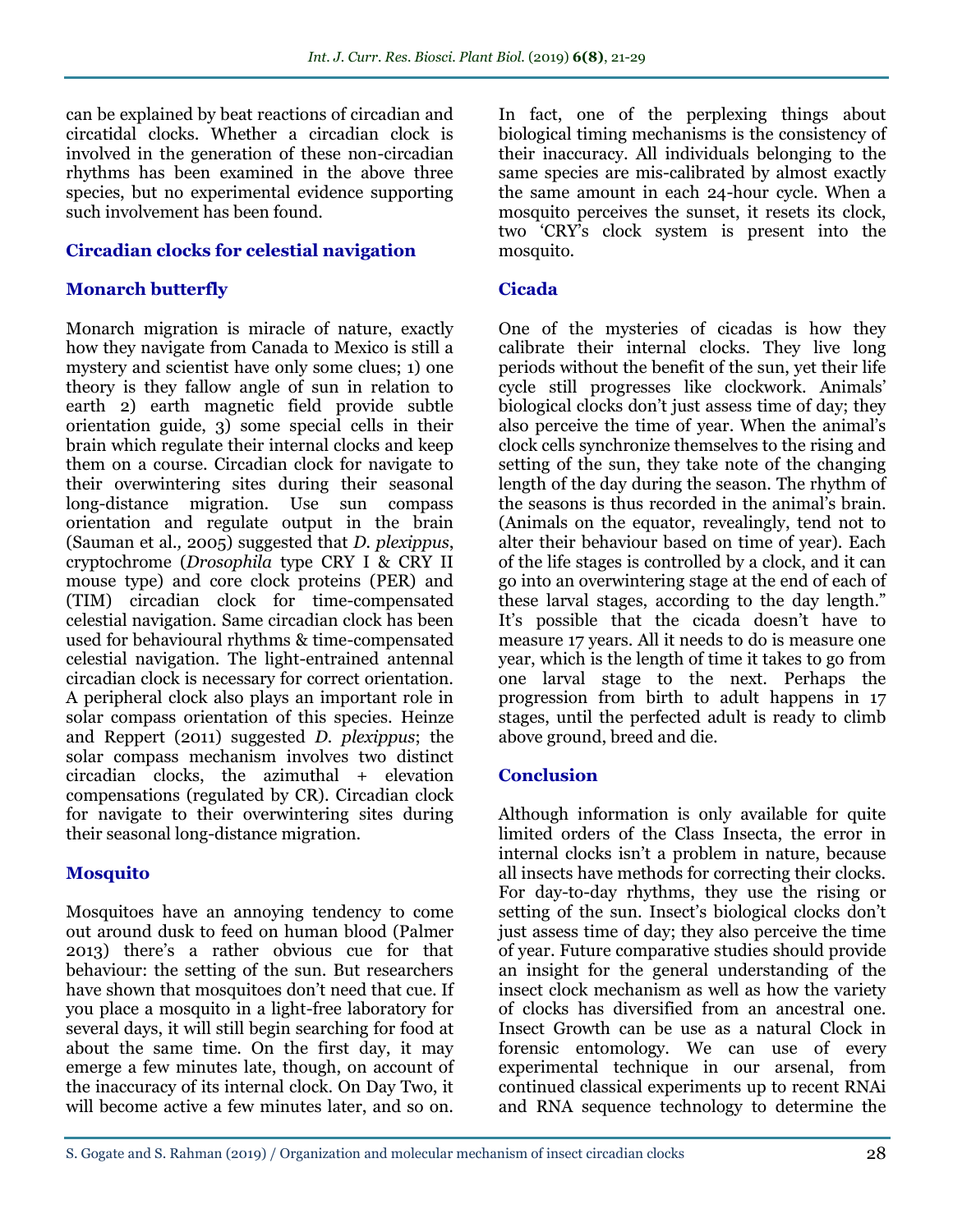can be explained by beat reactions of circadian and circatidal clocks. Whether a circadian clock is involved in the generation of these non-circadian rhythms has been examined in the above three species, but no experimental evidence supporting such involvement has been found.

## Circadian clocks for celestial navigation

### Monarch butterfly

Monarch migration is miracle of nature, exactly how they navigate from Canada to Mexico is still a mystery and scientist have only some clues; 1) one theory is they fallow angle of sun in relation to earth 2) earth magnetic field provide subtle orientation guide, 3) some special cells in their brain which regulate their internal clocks and keep them on a course. Circadian clock for navigate to their overwintering sites during their seasonal long-distance migration. Use sun compass orientation and regulate output in the brain (Sauman et al., 2005) suggested that *D. plexippus*, cryptochrome (*Drosophila* type CRY I & CRY II mouse type) and core clock proteins (PER) and (TIM) circadian clock for time-compensated celestial navigation. Same circadian clock has been used for behavioural rhythms & time-compensated celestial navigation. The light-entrained antennal circadian clock is necessary for correct orientation. A peripheral clock also plays an important role in solar compass orientation of this species. Heinze and Reppert (2011) suggested *D. plexippus*; the solar compass mechanism involves two distinct circadian clocks, the azimuthal + elevation compensations (regulated by CR). Circadian clock for navigate to their overwintering sites during their seasonal long-distance migration.

### Mosquito

Mosquitoes have an annoying tendency to come out around dusk to feed on human blood (Palmer 2013) there's a rather obvious cue for that behaviour: the setting of the sun. But researchers have shown that mosquitoes don't need that cue. If you place a mosquito in a light-free laboratory for several days, it will still begin searching for food at about the same time. On the first day, it may emerge a few minutes late, though, on account of the inaccuracy of its internal clock. On Day Two, it will become active a few minutes later, and so on. In fact, one of the perplexing things about biological timing mechanisms is the consistency of their inaccuracy. All individuals belonging to the same species are mis-calibrated by almost exactly the same amount in each 24-hour cycle. When a mosquito perceives the sunset, it resets its clock, two 'CRY's clock system is present into the mosquito.

### Cicada

One of the mysteries of cicadas is how they calibrate their internal clocks. They live long periods without the benefit of the sun, yet their life cycle still progresses like clockwork. Animals' biological clocks don't just assess time of day; they also perceive the time of year. When the animal's clock cells synchronize themselves to the rising and setting of the sun, they take note of the changing length of the day during the season. The rhythm of the seasons is thus recorded in the animal's brain. (Animals on the equator, revealingly, tend not to alter their behaviour based on time of year). Each of the life stages is controlled by a clock, and it can go into an overwintering stage at the end of each of these larval stages, according to the day length." It's possible that the cicada doesn't have to measure 17 years. All it needs to do is measure one year, which is the length of time it takes to go from one larval stage to the next. Perhaps the progression from birth to adult happens in 17 stages, until the perfected adult is ready to climb above ground, breed and die.

## Conclusion

Although information is only available for quite limited orders of the Class Insecta, the error in internal clocks isn't a problem in nature, because all insects have methods for correcting their clocks. For day-to-day rhythms, they use the rising or setting of the sun. Insect's biological clocks don't just assess time of day; they also perceive the time of year. Future comparative studies should provide an insight for the general understanding of the insect clock mechanism as well as how the variety of clocks has diversified from an ancestral one. Insect Growth can be use as a natural Clock in forensic entomology. We can use of every experimental technique in our arsenal, from continued classical experiments up to recent RNAi and RNA sequence technology to determine the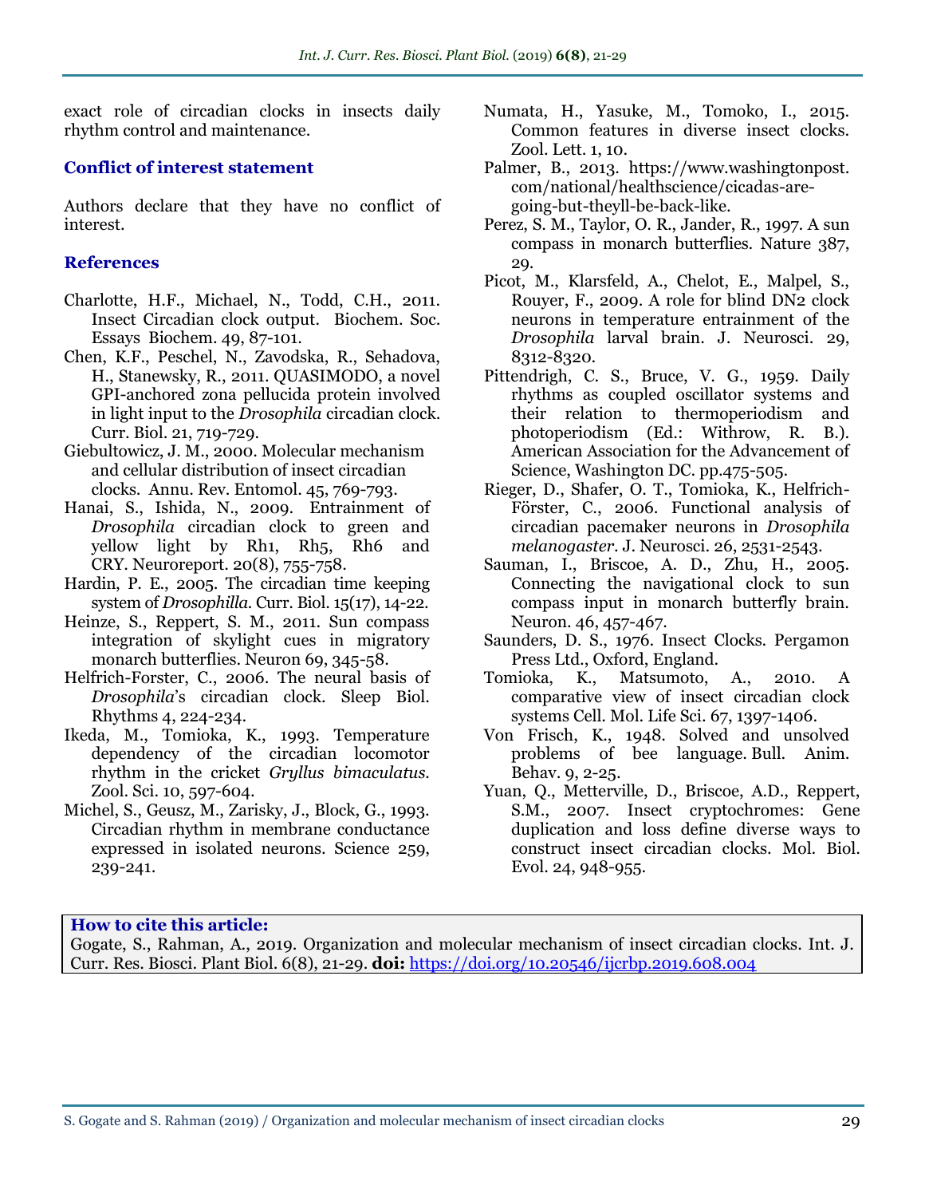exact role of circadian clocks in insects daily rhythm control and maintenance.

## Conflict of interest statement

Authors declare that they have no conflict of interest.

## References

Charlotte, H.F., Michael, N., Todd, C.H., 2011. Insect Circadian clock output. Biochem. Soc. Essays Biochem. 49, 87-101.

Chen, K.F., Peschel, N., Zavodska, R., Sehadova, H., Stanewsky, R., 2011. QUASIMODO, a novel GPI-anchored zona pellucida protein involved in light input to the *Drosophila* circadian clock. Curr. Biol. 21, 719-729.

Giebultowicz, J. M., 2000. Molecular mechanism and cellular distribution of insect circadian clocks. Annu. Rev. Entomol. 45, 769-793.

Hanai, S., Ishida, N., 2009. Entrainment of *Drosophila* circadian clock to green and yellow light by Rh1, Rh5, Rh6 and CRY. Neuroreport. 20(8), 755-758.

Hardin, P. E., 2005. The circadian time keeping system of *Drosophilla*. Curr. Biol. 15(17), 14-22.

Heinze, S., Reppert, S. M., 2011. Sun compass integration of skylight cues in migratory monarch butterflies. Neuron 69, 345-58.

Helfrich-Forster, C., 2006. The neural basis of *Drosophila*'s circadian clock. Sleep Biol. Rhythms 4, 224-234.

Ikeda, M., Tomioka, K., 1993. Temperature dependency of the circadian locomotor rhythm in the cricket *Gryllus bimaculatus*. Zool. Sci. 10, 597-604.

Michel, S., Geusz, M., Zarisky, J., Block, G., 1993. Circadian rhythm in membrane conductance expressed in isolated neurons. Science 259, 239-241.

Numata, H., Yasuke, M., Tomoko, I., 2015. Common features in diverse insect clocks. Zool. Lett. 1, 10.

Palmer, B., 2013. https://www.washingtonpost.com/national/healthscience/cicadas-are-going-but-theyll-be-back-like.

Perez, S. M., Taylor, O. R., Jander, R., 1997. A sun compass in monarch butterflies. Nature 387, 29.

Picot, M., Klarsfeld, A., Chelot, E., Malpel, S., Rouyer, F., 2009. A role for blind DN2 clock neurons in temperature entrainment of the *Drosophila* larval brain. J. Neurosci. 29, 8312-8320.

Pittendrigh, C. S., Bruce, V. G., 1959. Daily rhythms as coupled oscillator systems and their relation to thermoperiodism and photoperiodism (Ed.: Withrow, R. B.). American Association for the Advancement of Science, Washington DC. pp.475-505.

Rieger, D., Shafer, O. T., Tomioka, K., Helfrich-Förster, C., 2006. Functional analysis of circadian pacemaker neurons in *Drosophila melanogaster*. J. Neurosci. 26, 2531-2543.

Sauman, I., Briscoe, A. D., Zhu, H., 2005. Connecting the navigational clock to sun compass input in monarch butterfly brain. Neuron. 46, 457-467.

Saunders, D. S., 1976. Insect Clocks. Pergamon Press Ltd., Oxford, England.

Tomioka, K., Matsumoto, A., 2010. A comparative view of insect circadian clock systems Cell. Mol. Life Sci. 67, 1397-1406.

Von Frisch, K., 1948. Solved and unsolved problems of bee language. Bull. Anim. Behav. 9, 2-25.

Yuan, Q., Metterville, D., Briscoe, A.D., Reppert, S.M., 2007. Insect cryptochromes: Gene duplication and loss define diverse ways to construct insect circadian clocks. Mol. Biol. Evol. 24, 948-955.

**How to cite this article:**
Gogate, S., Rahman, A., 2019. Organization and molecular mechanism of insect circadian clocks. Int. J. Curr. Res. Biosci. Plant Biol. 6(8), 21-29. **doi:** https://doi.org/10.20546/ijcrbp.2019.608.004